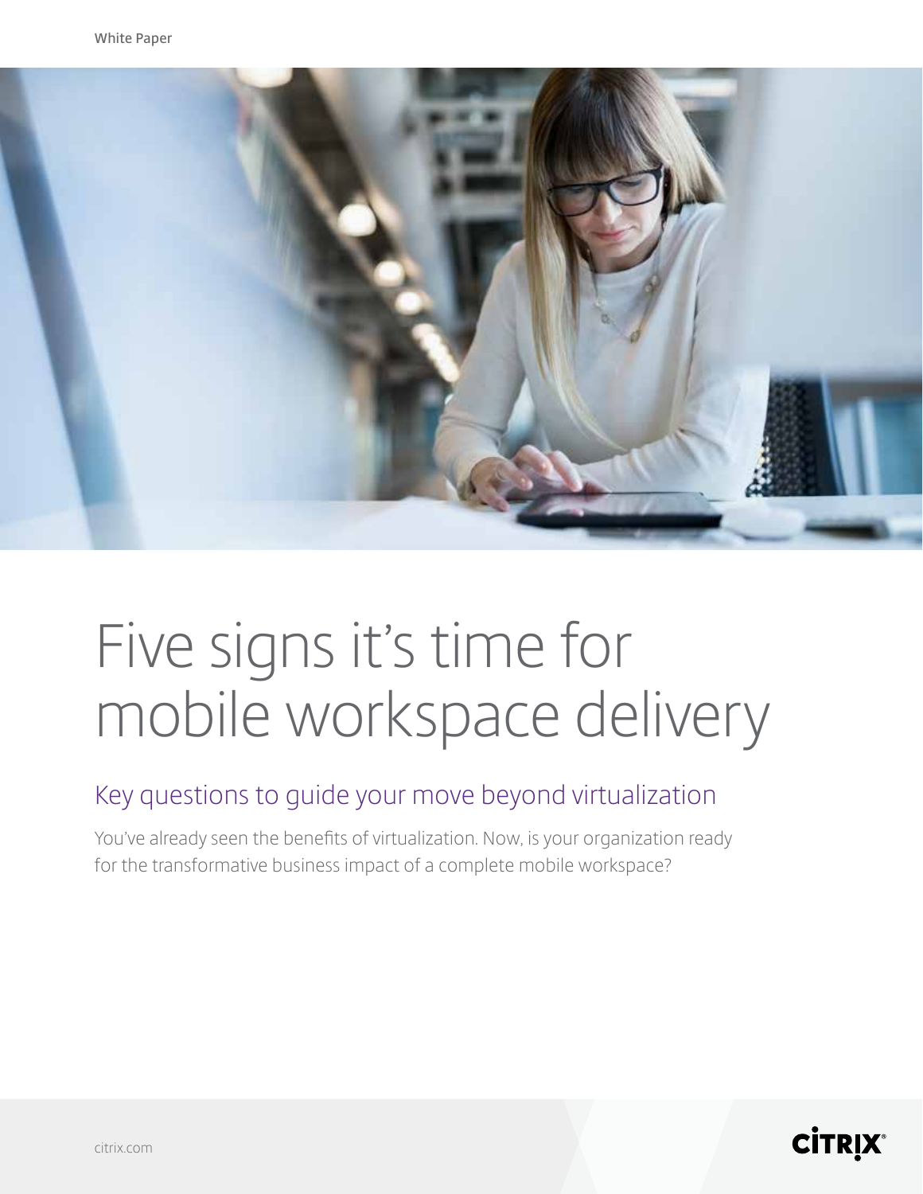White Paper

# Five signs it's time for mobile workspace delivery

## Key questions to guide your move beyond virtualization

You've already seen the benefits of virtualization. Now, is your organization ready for the transformative business impact of a complete mobile workspace?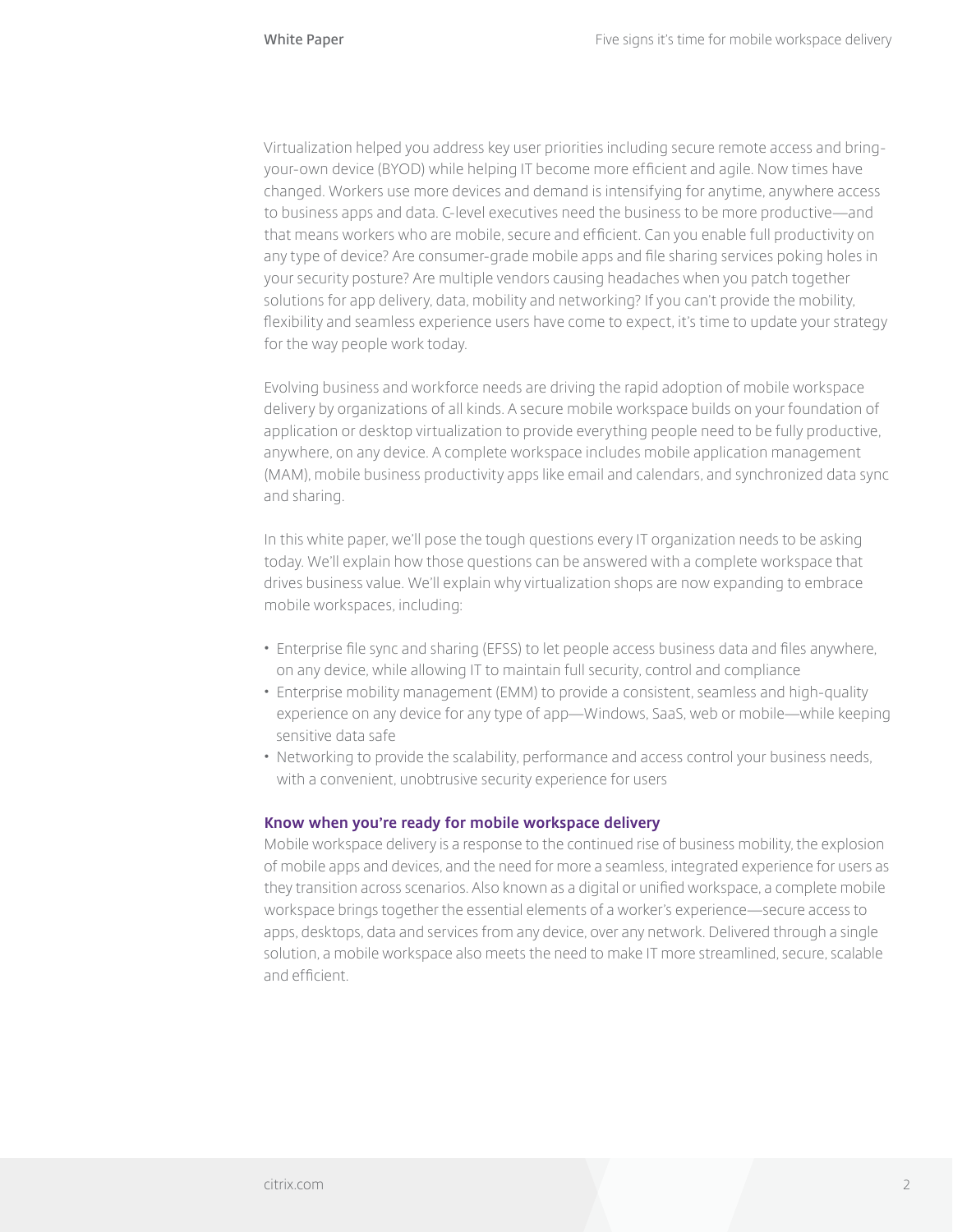Virtualization helped you address key user priorities including secure remote access and bring-your-own device (BYOD) while helping IT become more efficient and agile. Now times have changed. Workers use more devices and demand is intensifying for anytime, anywhere access to business apps and data. C-level executives need the business to be more productive—and that means workers who are mobile, secure and efficient. Can you enable full productivity on any type of device? Are consumer-grade mobile apps and file sharing services poking holes in your security posture? Are multiple vendors causing headaches when you patch together solutions for app delivery, data, mobility and networking? If you can't provide the mobility, flexibility and seamless experience users have come to expect, it's time to update your strategy for the way people work today.

Evolving business and workforce needs are driving the rapid adoption of mobile workspace delivery by organizations of all kinds. A secure mobile workspace builds on your foundation of application or desktop virtualization to provide everything people need to be fully productive, anywhere, on any device. A complete workspace includes mobile application management (MAM), mobile business productivity apps like email and calendars, and synchronized data sync and sharing.

In this white paper, we'll pose the tough questions every IT organization needs to be asking today. We'll explain how those questions can be answered with a complete workspace that drives business value. We'll explain why virtualization shops are now expanding to embrace mobile workspaces, including:

- Enterprise file sync and sharing (EFSS) to let people access business data and files anywhere, on any device, while allowing IT to maintain full security, control and compliance
- Enterprise mobility management (EMM) to provide a consistent, seamless and high-quality experience on any device for any type of app—Windows, SaaS, web or mobile—while keeping sensitive data safe
- Networking to provide the scalability, performance and access control your business needs, with a convenient, unobtrusive security experience for users

### Know when you're ready for mobile workspace delivery

Mobile workspace delivery is a response to the continued rise of business mobility, the explosion of mobile apps and devices, and the need for more a seamless, integrated experience for users as they transition across scenarios. Also known as a digital or unified workspace, a complete mobile workspace brings together the essential elements of a worker's experience—secure access to apps, desktops, data and services from any device, over any network. Delivered through a single solution, a mobile workspace also meets the need to make IT more streamlined, secure, scalable and efficient.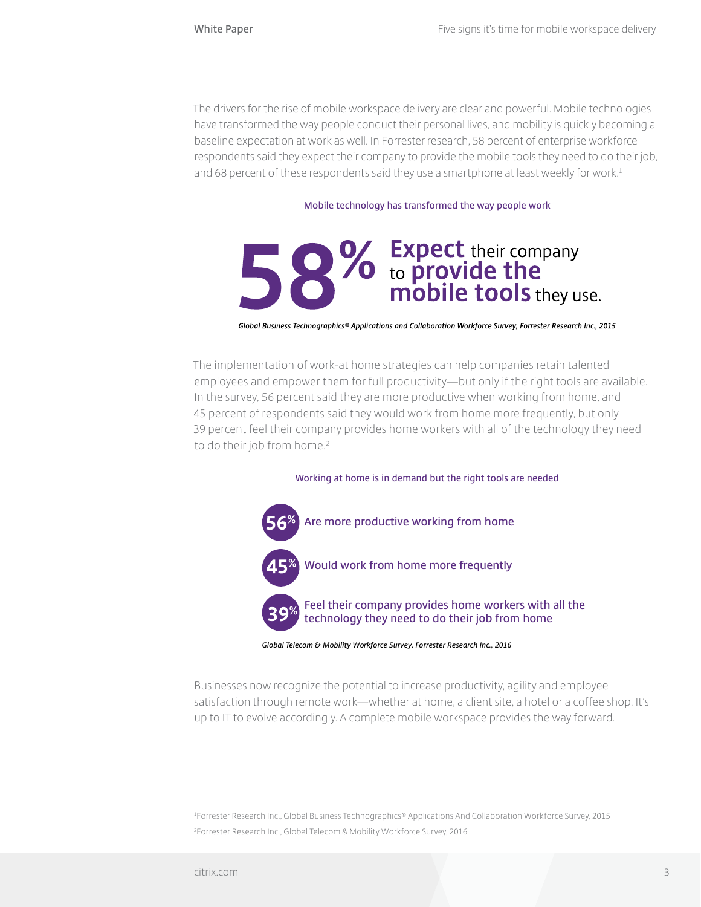The drivers for the rise of mobile workspace delivery are clear and powerful. Mobile technologies have transformed the way people conduct their personal lives, and mobility is quickly becoming a baseline expectation at work as well. In Forrester research, 58 percent of enterprise workforce respondents said they expect their company to provide the mobile tools they need to do their job, and 68 percent of these respondents said they use a smartphone at least weekly for work.[1]

**Mobile technology has transformed the way people work**

**58%** **Expect** their company to **provide the mobile tools** they use.

*Global Business Technographics® Applications and Collaboration Workforce Survey, Forrester Research Inc., 2015*

The implementation of work-at home strategies can help companies retain talented employees and empower them for full productivity—but only if the right tools are available. In the survey, 56 percent said they are more productive when working from home, and 45 percent of respondents said they would work from home more frequently, but only 39 percent feel their company provides home workers with all of the technology they need to do their job from home.[2]

**Working at home is in demand but the right tools are needed**

- **56%** Are more productive working from home
- **45%** Would work from home more frequently
- **39%** Feel their company provides home workers with all the technology they need to do their job from home

*Global Telecom & Mobility Workforce Survey, Forrester Research Inc., 2016*

Businesses now recognize the potential to increase productivity, agility and employee satisfaction through remote work—whether at home, a client site, a hotel or a coffee shop. It's up to IT to evolve accordingly. A complete mobile workspace provides the way forward.

[1] Forrester Research Inc., Global Business Technographics® Applications And Collaboration Workforce Survey, 2015

[2] Forrester Research Inc., Global Telecom & Mobility Workforce Survey, 2016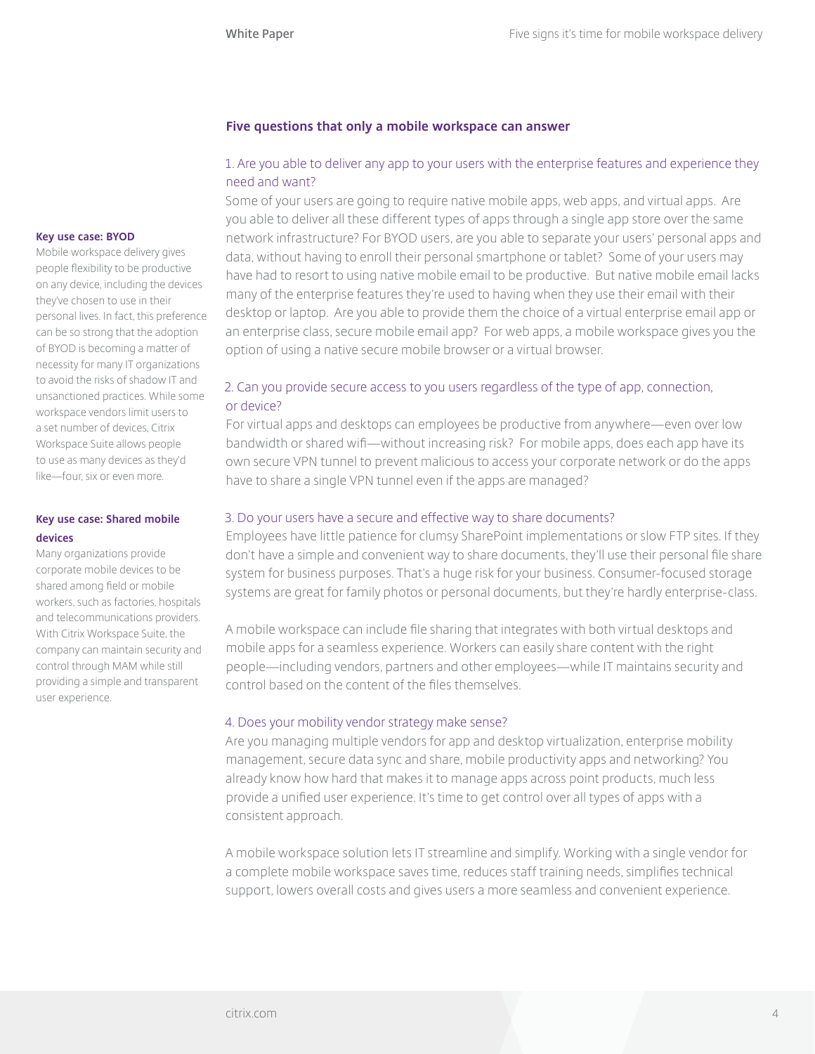## Five questions that only a mobile workspace can answer

### 1. Are you able to deliver any app to your users with the enterprise features and experience they need and want?

Some of your users are going to require native mobile apps, web apps, and virtual apps. Are you able to deliver all these different types of apps through a single app store over the same network infrastructure? For BYOD users, are you able to separate your users' personal apps and data, without having to enroll their personal smartphone or tablet? Some of your users may have had to resort to using native mobile email to be productive. But native mobile email lacks many of the enterprise features they're used to having when they use their email with their desktop or laptop. Are you able to provide them the choice of a virtual enterprise email app or an enterprise class, secure mobile email app? For web apps, a mobile workspace gives you the option of using a native secure mobile browser or a virtual browser.

### 2. Can you provide secure access to you users regardless of the type of app, connection, or device?

For virtual apps and desktops can employees be productive from anywhere—even over low bandwidth or shared wifi—without increasing risk? For mobile apps, does each app have its own secure VPN tunnel to prevent malicious to access your corporate network or do the apps have to share a single VPN tunnel even if the apps are managed?

### 3. Do your users have a secure and effective way to share documents?

Employees have little patience for clumsy SharePoint implementations or slow FTP sites. If they don't have a simple and convenient way to share documents, they'll use their personal file share system for business purposes. That's a huge risk for your business. Consumer-focused storage systems are great for family photos or personal documents, but they're hardly enterprise-class.

A mobile workspace can include file sharing that integrates with both virtual desktops and mobile apps for a seamless experience. Workers can easily share content with the right people—including vendors, partners and other employees—while IT maintains security and control based on the content of the files themselves.

### 4. Does your mobility vendor strategy make sense?

Are you managing multiple vendors for app and desktop virtualization, enterprise mobility management, secure data sync and share, mobile productivity apps and networking? You already know how hard that makes it to manage apps across point products, much less provide a unified user experience. It's time to get control over all types of apps with a consistent approach.

A mobile workspace solution lets IT streamline and simplify. Working with a single vendor for a complete mobile workspace saves time, reduces staff training needs, simplifies technical support, lowers overall costs and gives users a more seamless and convenient experience.

**Key use case: BYOD**

Mobile workspace delivery gives people flexibility to be productive on any device, including the devices they've chosen to use in their personal lives. In fact, this preference can be so strong that the adoption of BYOD is becoming a matter of necessity for many IT organizations to avoid the risks of shadow IT and unsanctioned practices. While some workspace vendors limit users to a set number of devices, Citrix Workspace Suite allows people to use as many devices as they'd like—four, six or even more.

**Key use case: Shared mobile devices**

Many organizations provide corporate mobile devices to be shared among field or mobile workers, such as factories, hospitals and telecommunications providers. With Citrix Workspace Suite, the company can maintain security and control through MAM while still providing a simple and transparent user experience.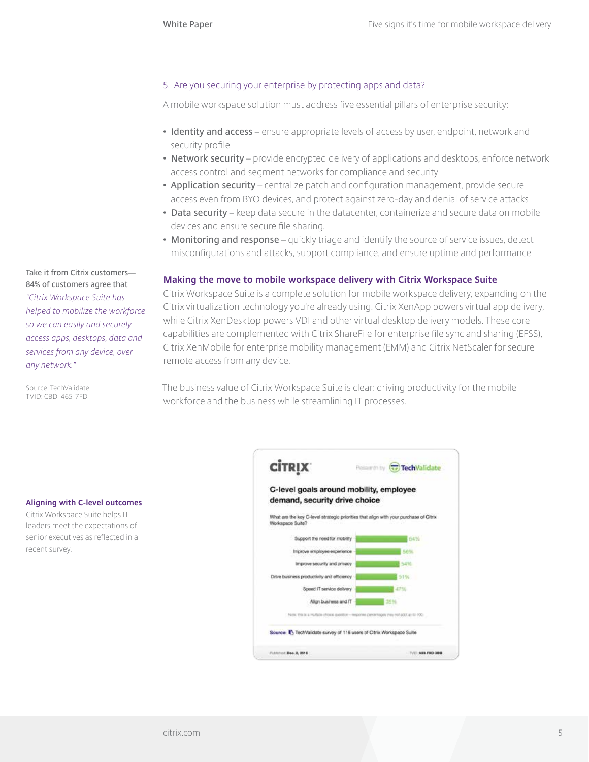## 5. Are you securing your enterprise by protecting apps and data?

A mobile workspace solution must address five essential pillars of enterprise security:

- **Identity and access** – ensure appropriate levels of access by user, endpoint, network and security profile
- **Network security** – provide encrypted delivery of applications and desktops, enforce network access control and segment networks for compliance and security
- **Application security** – centralize patch and configuration management, provide secure access even from BYO devices, and protect against zero-day and denial of service attacks
- **Data security** – keep data secure in the datacenter, containerize and secure data on mobile devices and ensure secure file sharing.
- **Monitoring and response** – quickly triage and identify the source of service issues, detect misconfigurations and attacks, support compliance, and ensure uptime and performance

Take it from Citrix customers—84% of customers agree that *"Citrix Workspace Suite has helped to mobilize the workforce so we can easily and securely access apps, desktops, data and services from any device, over any network."*

Source: TechValidate. TVID: CBD-465-7FD

### Making the move to mobile workspace delivery with Citrix Workspace Suite

Citrix Workspace Suite is a complete solution for mobile workspace delivery, expanding on the Citrix virtualization technology you're already using. Citrix XenApp powers virtual app delivery, while Citrix XenDesktop powers VDI and other virtual desktop delivery models. These core capabilities are complemented with Citrix ShareFile for enterprise file sync and sharing (EFSS), Citrix XenMobile for enterprise mobility management (EMM) and Citrix NetScaler for secure remote access from any device.

The business value of Citrix Workspace Suite is clear: driving productivity for the mobile workforce and the business while streamlining IT processes.

**Aligning with C-level outcomes**

Citrix Workspace Suite helps IT leaders meet the expectations of senior executives as reflected in a recent survey.

**C-level goals around mobility, employee demand, security drive choice**

What are the key C-level strategic priorities that align with your purchase of Citrix Workspace Suite?

| Priority | Percentage |
|---|---|
| Support the need for mobility | 64% |
| Improve employee experience | 56% |
| Improve security and privacy | 54% |
| Drive business productivity and efficiency | 51% |
| Speed IT service delivery | 47% |
| Align business and IT | 35% |

Note: this is a multiple-choice question – response percentages may not add up to 100.

Source: TechValidate survey of 116 users of Citrix Workspace Suite

Published: Dec. 3, 2015 TVID: A93-F0D-388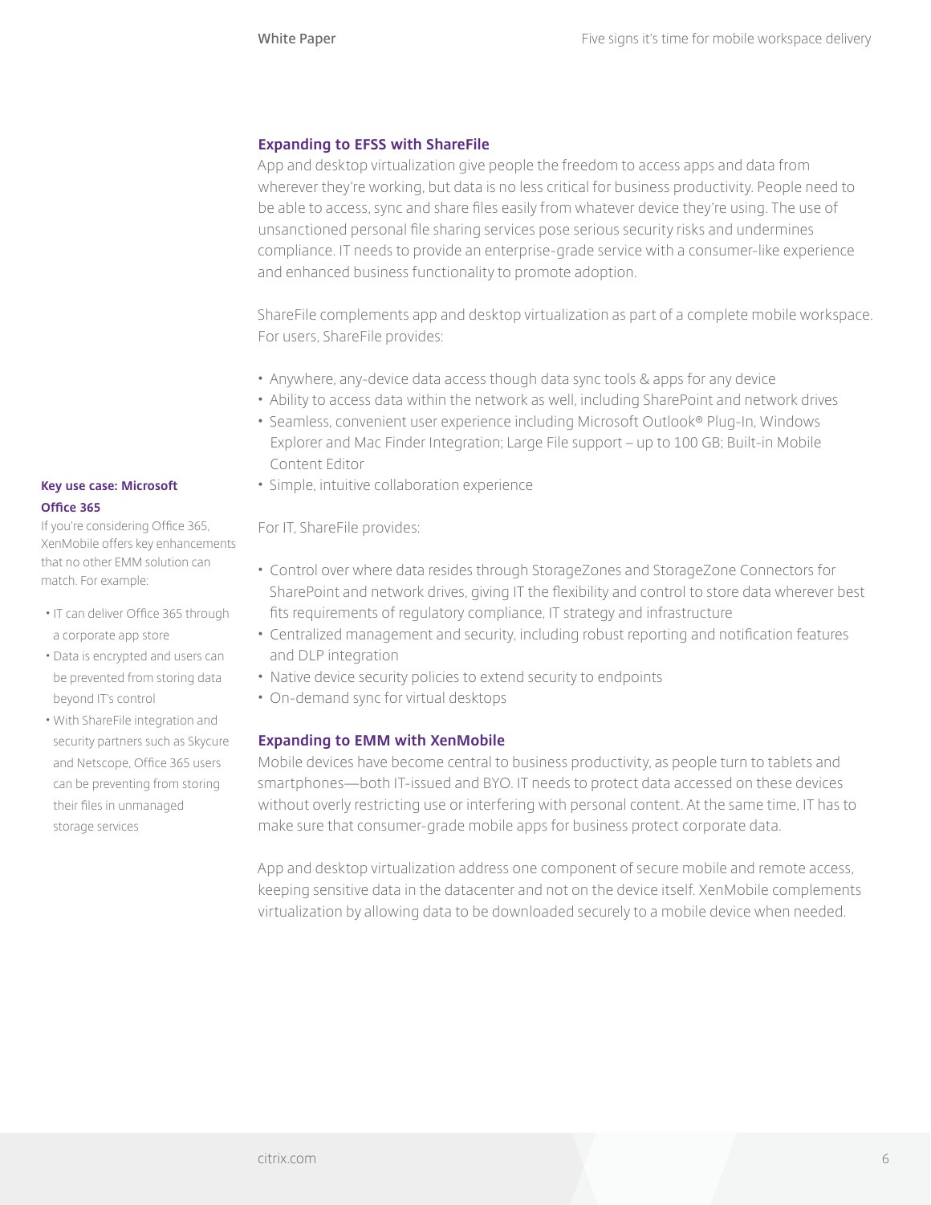### Expanding to EFSS with ShareFile

App and desktop virtualization give people the freedom to access apps and data from wherever they're working, but data is no less critical for business productivity. People need to be able to access, sync and share files easily from whatever device they're using. The use of unsanctioned personal file sharing services pose serious security risks and undermines compliance. IT needs to provide an enterprise-grade service with a consumer-like experience and enhanced business functionality to promote adoption.

ShareFile complements app and desktop virtualization as part of a complete mobile workspace. For users, ShareFile provides:

- Anywhere, any-device data access though data sync tools & apps for any device
- Ability to access data within the network as well, including SharePoint and network drives
- Seamless, convenient user experience including Microsoft Outlook® Plug-In, Windows Explorer and Mac Finder Integration; Large File support – up to 100 GB; Built-in Mobile Content Editor
- Simple, intuitive collaboration experience

For IT, ShareFile provides:

- Control over where data resides through StorageZones and StorageZone Connectors for SharePoint and network drives, giving IT the flexibility and control to store data wherever best fits requirements of regulatory compliance, IT strategy and infrastructure
- Centralized management and security, including robust reporting and notification features and DLP integration
- Native device security policies to extend security to endpoints
- On-demand sync for virtual desktops

**Key use case: Microsoft Office 365**

If you're considering Office 365, XenMobile offers key enhancements that no other EMM solution can match. For example:

- IT can deliver Office 365 through a corporate app store
- Data is encrypted and users can be prevented from storing data beyond IT's control
- With ShareFile integration and security partners such as Skycure and Netscope, Office 365 users can be preventing from storing their files in unmanaged storage services

### Expanding to EMM with XenMobile

Mobile devices have become central to business productivity, as people turn to tablets and smartphones—both IT-issued and BYO. IT needs to protect data accessed on these devices without overly restricting use or interfering with personal content. At the same time, IT has to make sure that consumer-grade mobile apps for business protect corporate data.

App and desktop virtualization address one component of secure mobile and remote access, keeping sensitive data in the datacenter and not on the device itself. XenMobile complements virtualization by allowing data to be downloaded securely to a mobile device when needed.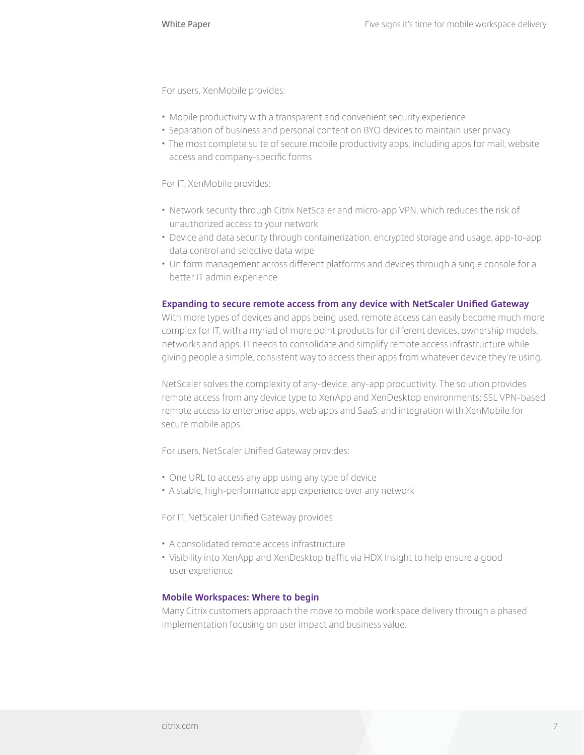For users, XenMobile provides:

- Mobile productivity with a transparent and convenient security experience
- Separation of business and personal content on BYO devices to maintain user privacy
- The most complete suite of secure mobile productivity apps, including apps for mail, website access and company-specific forms

For IT, XenMobile provides:

- Network security through Citrix NetScaler and micro-app VPN, which reduces the risk of unauthorized access to your network
- Device and data security through containerization, encrypted storage and usage, app-to-app data control and selective data wipe
- Uniform management across different platforms and devices through a single console for a better IT admin experience

### Expanding to secure remote access from any device with NetScaler Unified Gateway

With more types of devices and apps being used, remote access can easily become much more complex for IT, with a myriad of more point products for different devices, ownership models, networks and apps. IT needs to consolidate and simplify remote access infrastructure while giving people a simple, consistent way to access their apps from whatever device they're using.

NetScaler solves the complexity of any-device, any-app productivity. The solution provides remote access from any device type to XenApp and XenDesktop environments; SSL VPN-based remote access to enterprise apps, web apps and SaaS; and integration with XenMobile for secure mobile apps.

For users, NetScaler Unified Gateway provides:

- One URL to access any app using any type of device
- A stable, high-performance app experience over any network

For IT, NetScaler Unified Gateway provides:

- A consolidated remote access infrastructure
- Visibility into XenApp and XenDesktop traffic via HDX Insight to help ensure a good user experience

### Mobile Workspaces: Where to begin

Many Citrix customers approach the move to mobile workspace delivery through a phased implementation focusing on user impact and business value.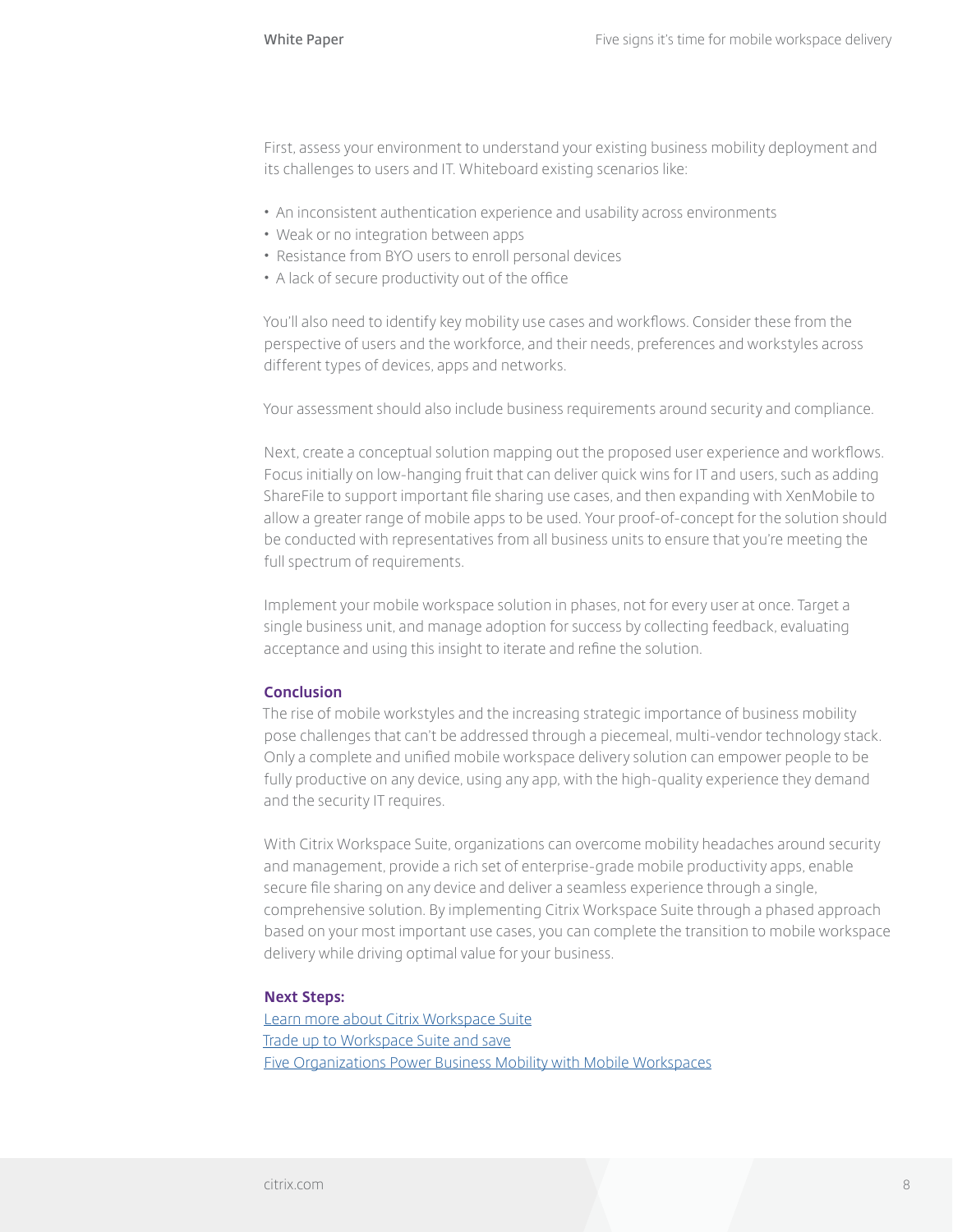First, assess your environment to understand your existing business mobility deployment and its challenges to users and IT. Whiteboard existing scenarios like:

- An inconsistent authentication experience and usability across environments
- Weak or no integration between apps
- Resistance from BYO users to enroll personal devices
- A lack of secure productivity out of the office

You'll also need to identify key mobility use cases and workflows. Consider these from the perspective of users and the workforce, and their needs, preferences and workstyles across different types of devices, apps and networks.

Your assessment should also include business requirements around security and compliance.

Next, create a conceptual solution mapping out the proposed user experience and workflows. Focus initially on low-hanging fruit that can deliver quick wins for IT and users, such as adding ShareFile to support important file sharing use cases, and then expanding with XenMobile to allow a greater range of mobile apps to be used. Your proof-of-concept for the solution should be conducted with representatives from all business units to ensure that you're meeting the full spectrum of requirements.

Implement your mobile workspace solution in phases, not for every user at once. Target a single business unit, and manage adoption for success by collecting feedback, evaluating acceptance and using this insight to iterate and refine the solution.

## Conclusion

The rise of mobile workstyles and the increasing strategic importance of business mobility pose challenges that can't be addressed through a piecemeal, multi-vendor technology stack. Only a complete and unified mobile workspace delivery solution can empower people to be fully productive on any device, using any app, with the high-quality experience they demand and the security IT requires.

With Citrix Workspace Suite, organizations can overcome mobility headaches around security and management, provide a rich set of enterprise-grade mobile productivity apps, enable secure file sharing on any device and deliver a seamless experience through a single, comprehensive solution. By implementing Citrix Workspace Suite through a phased approach based on your most important use cases, you can complete the transition to mobile workspace delivery while driving optimal value for your business.

## Next Steps:

Learn more about Citrix Workspace Suite
Trade up to Workspace Suite and save
Five Organizations Power Business Mobility with Mobile Workspaces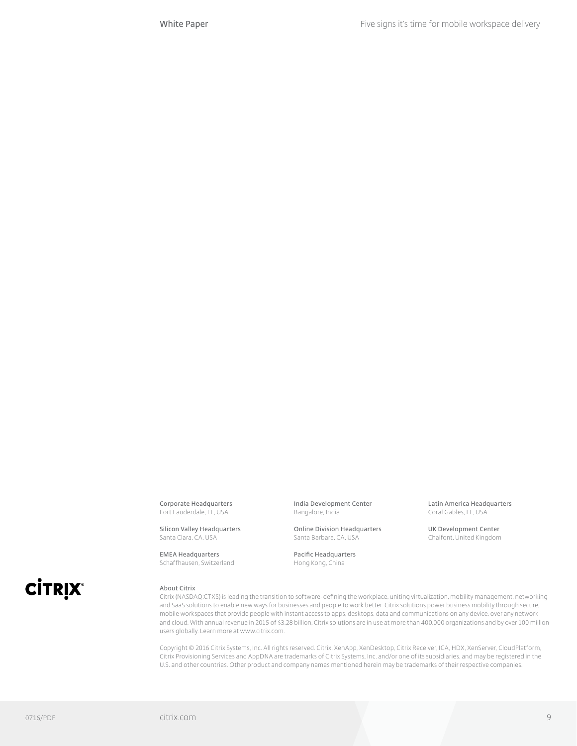Corporate Headquarters
Fort Lauderdale, FL, USA

Silicon Valley Headquarters
Santa Clara, CA, USA

EMEA Headquarters
Schaffhausen, Switzerland

India Development Center
Bangalore, India

Online Division Headquarters
Santa Barbara, CA, USA

Pacific Headquarters
Hong Kong, China

Latin America Headquarters
Coral Gables, FL, USA

UK Development Center
Chalfont, United Kingdom

About Citrix

Citrix (NASDAQ:CTXS) is leading the transition to software-defining the workplace, uniting virtualization, mobility management, networking and SaaS solutions to enable new ways for businesses and people to work better. Citrix solutions power business mobility through secure, mobile workspaces that provide people with instant access to apps, desktops, data and communications on any device, over any network and cloud. With annual revenue in 2015 of $3.28 billion, Citrix solutions are in use at more than 400,000 organizations and by over 100 million users globally. Learn more at www.citrix.com.

Copyright © 2016 Citrix Systems, Inc. All rights reserved. Citrix, XenApp, XenDesktop, Citrix Receiver, ICA, HDX, XenServer, CloudPlatform, Citrix Provisioning Services and AppDNA are trademarks of Citrix Systems, Inc. and/or one of its subsidiaries, and may be registered in the U.S. and other countries. Other product and company names mentioned herein may be trademarks of their respective companies.

0716/PDF